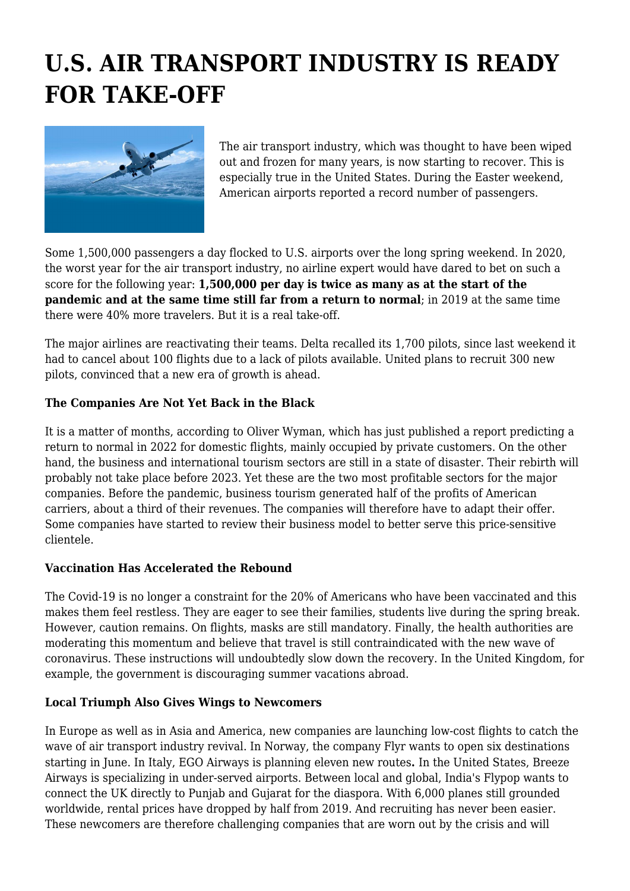# U.S. AIR TRANSPORT INDUSTRY IS READY FOR TAKE-OFF

The air transport industry, which was thought to have been wiped out and frozen for many years, is now starting to recover. This is especially true in the United States. During the Easter weekend, American airports reported a record number of passengers.

Some 1,500,000 passengers a day flocked to U.S. airports over the long spring weekend. In 2020, the worst year for the air transport industry, no airline expert would have dared to bet on such a score for the following year: **1,500,000 per day is twice as many as at the start of the pandemic and at the same time still far from a return to normal**; in 2019 at the same time there were 40% more travelers. But it is a real take-off.

The major airlines are reactivating their teams. Delta recalled its 1,700 pilots, since last weekend it had to cancel about 100 flights due to a lack of pilots available. United plans to recruit 300 new pilots, convinced that a new era of growth is ahead.

### The Companies Are Not Yet Back in the Black

It is a matter of months, according to Oliver Wyman, which has just published a report predicting a return to normal in 2022 for domestic flights, mainly occupied by private customers. On the other hand, the business and international tourism sectors are still in a state of disaster. Their rebirth will probably not take place before 2023. Yet these are the two most profitable sectors for the major companies. Before the pandemic, business tourism generated half of the profits of American carriers, about a third of their revenues. The companies will therefore have to adapt their offer. Some companies have started to review their business model to better serve this price-sensitive clientele.

### Vaccination Has Accelerated the Rebound

The Covid-19 is no longer a constraint for the 20% of Americans who have been vaccinated and this makes them feel restless. They are eager to see their families, students live during the spring break. However, caution remains. On flights, masks are still mandatory. Finally, the health authorities are moderating this momentum and believe that travel is still contraindicated with the new wave of coronavirus. These instructions will undoubtedly slow down the recovery. In the United Kingdom, for example, the government is discouraging summer vacations abroad.

### Local Triumph Also Gives Wings to Newcomers

In Europe as well as in Asia and America, new companies are launching low-cost flights to catch the wave of air transport industry revival. In Norway, the company Flyr wants to open six destinations starting in June. In Italy, EGO Airways is planning eleven new routes**.** In the United States, Breeze Airways is specializing in under-served airports. Between local and global, India's Flypop wants to connect the UK directly to Punjab and Gujarat for the diaspora. With 6,000 planes still grounded worldwide, rental prices have dropped by half from 2019. And recruiting has never been easier. These newcomers are therefore challenging companies that are worn out by the crisis and will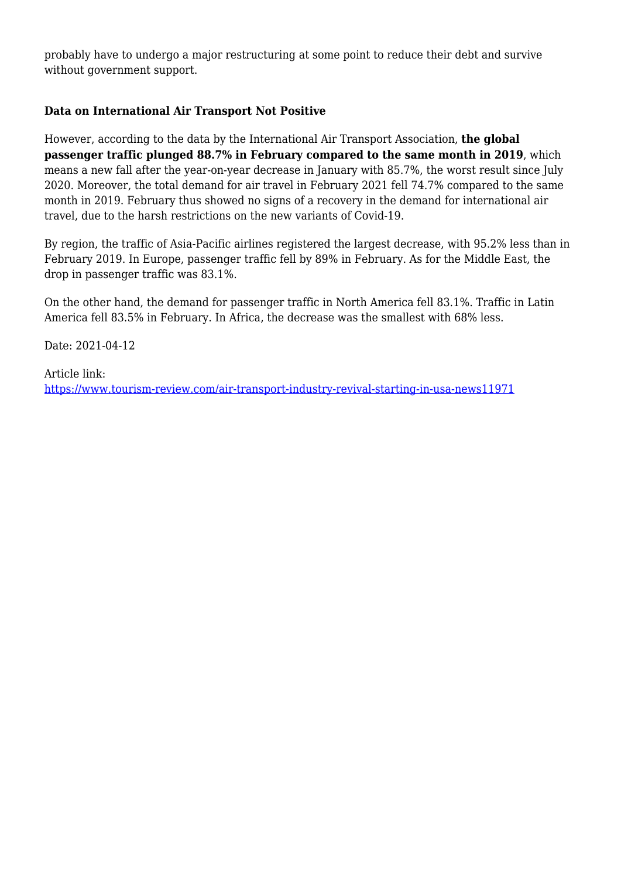probably have to undergo a major restructuring at some point to reduce their debt and survive without government support.

### Data on International Air Transport Not Positive

However, according to the data by the International Air Transport Association, **the global passenger traffic plunged 88.7% in February compared to the same month in 2019**, which means a new fall after the year-on-year decrease in January with 85.7%, the worst result since July 2020. Moreover, the total demand for air travel in February 2021 fell 74.7% compared to the same month in 2019. February thus showed no signs of a recovery in the demand for international air travel, due to the harsh restrictions on the new variants of Covid-19.

By region, the traffic of Asia-Pacific airlines registered the largest decrease, with 95.2% less than in February 2019. In Europe, passenger traffic fell by 89% in February. As for the Middle East, the drop in passenger traffic was 83.1%.

On the other hand, the demand for passenger traffic in North America fell 83.1%. Traffic in Latin America fell 83.5% in February. In Africa, the decrease was the smallest with 68% less.

Date: 2021-04-12

Article link:
https://www.tourism-review.com/air-transport-industry-revival-starting-in-usa-news11971